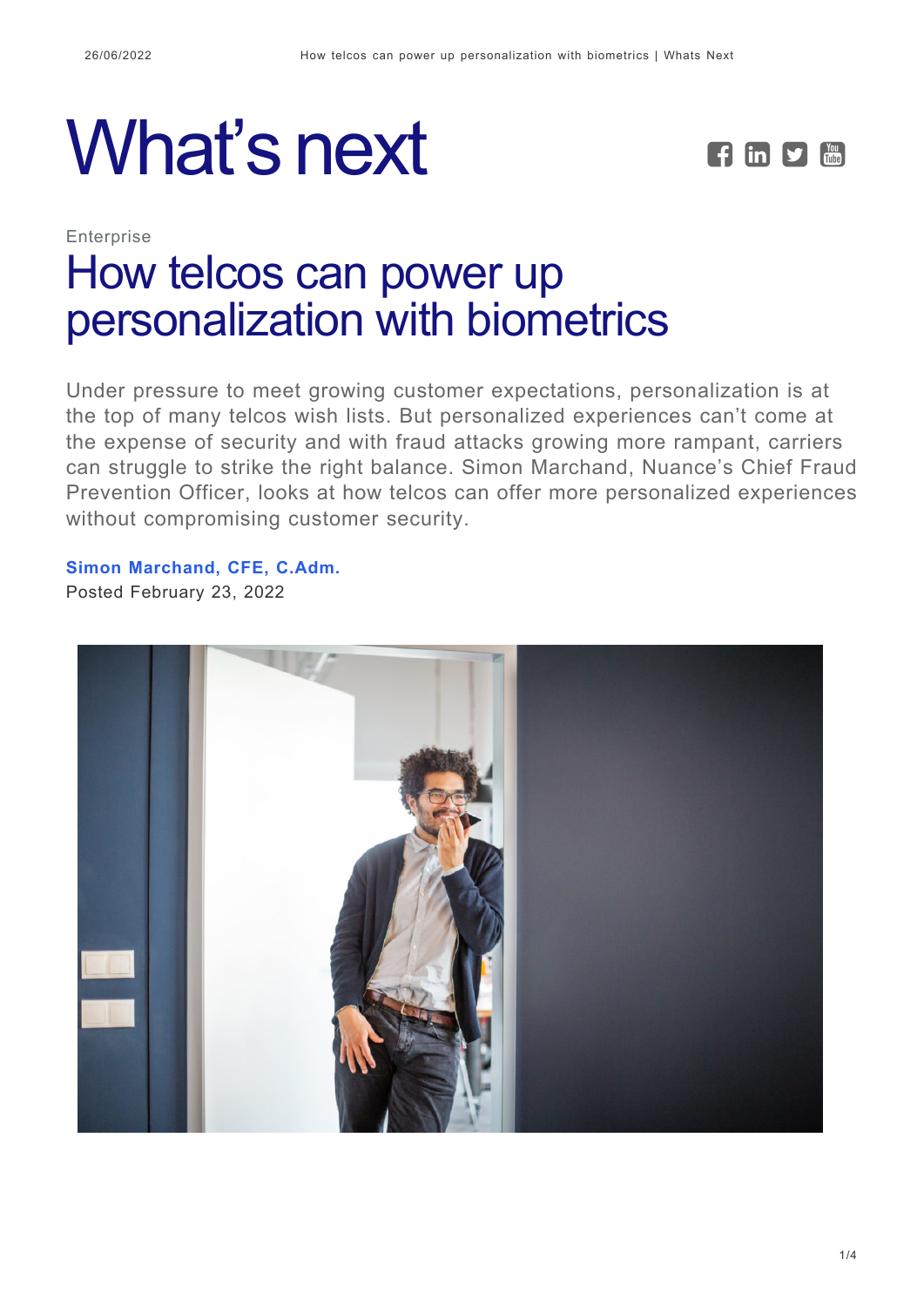# What's next

Enterprise

## How telcos can power up personalization with biometrics

Under pressure to meet growing customer expectations, personalization is at the top of many telcos wish lists. But personalized experiences can't come at the expense of security and with fraud attacks growing more rampant, carriers can struggle to strike the right balance. Simon Marchand, Nuance's Chief Fraud Prevention Officer, looks at how telcos can offer more personalized experiences without compromising customer security.

**Simon Marchand, CFE, C.Adm.**
Posted February 23, 2022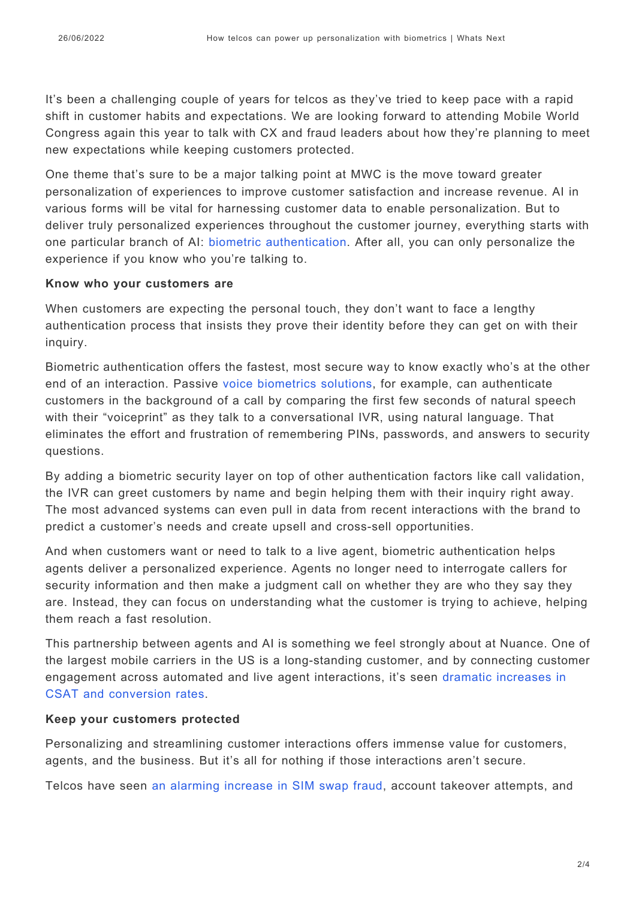It's been a challenging couple of years for telcos as they've tried to keep pace with a rapid shift in customer habits and expectations. We are looking forward to attending Mobile World Congress again this year to talk with CX and fraud leaders about how they're planning to meet new expectations while keeping customers protected.

One theme that's sure to be a major talking point at MWC is the move toward greater personalization of experiences to improve customer satisfaction and increase revenue. AI in various forms will be vital for harnessing customer data to enable personalization. But to deliver truly personalized experiences throughout the customer journey, everything starts with one particular branch of AI: biometric authentication. After all, you can only personalize the experience if you know who you're talking to.

**Know who your customers are**

When customers are expecting the personal touch, they don't want to face a lengthy authentication process that insists they prove their identity before they can get on with their inquiry.

Biometric authentication offers the fastest, most secure way to know exactly who's at the other end of an interaction. Passive voice biometrics solutions, for example, can authenticate customers in the background of a call by comparing the first few seconds of natural speech with their "voiceprint" as they talk to a conversational IVR, using natural language. That eliminates the effort and frustration of remembering PINs, passwords, and answers to security questions.

By adding a biometric security layer on top of other authentication factors like call validation, the IVR can greet customers by name and begin helping them with their inquiry right away. The most advanced systems can even pull in data from recent interactions with the brand to predict a customer's needs and create upsell and cross-sell opportunities.

And when customers want or need to talk to a live agent, biometric authentication helps agents deliver a personalized experience. Agents no longer need to interrogate callers for security information and then make a judgment call on whether they are who they say they are. Instead, they can focus on understanding what the customer is trying to achieve, helping them reach a fast resolution.

This partnership between agents and AI is something we feel strongly about at Nuance. One of the largest mobile carriers in the US is a long-standing customer, and by connecting customer engagement across automated and live agent interactions, it's seen dramatic increases in CSAT and conversion rates.

**Keep your customers protected**

Personalizing and streamlining customer interactions offers immense value for customers, agents, and the business. But it's all for nothing if those interactions aren't secure.

Telcos have seen an alarming increase in SIM swap fraud, account takeover attempts, and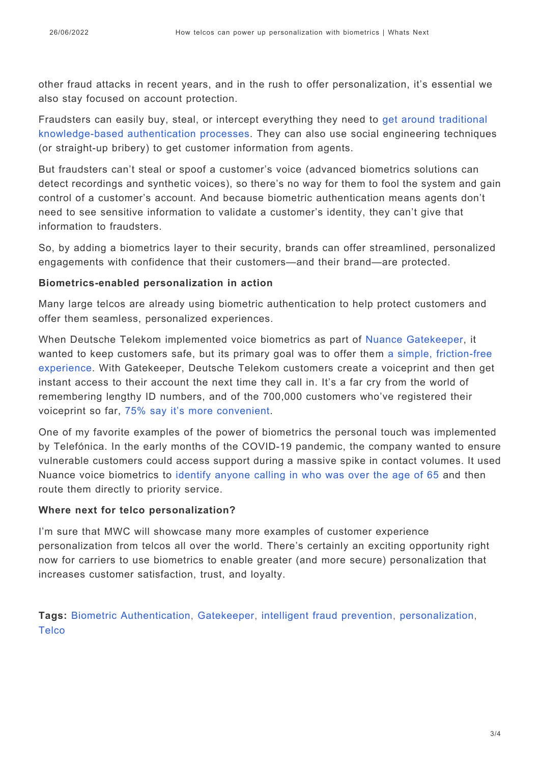other fraud attacks in recent years, and in the rush to offer personalization, it's essential we also stay focused on account protection.

Fraudsters can easily buy, steal, or intercept everything they need to get around traditional knowledge-based authentication processes. They can also use social engineering techniques (or straight-up bribery) to get customer information from agents.

But fraudsters can't steal or spoof a customer's voice (advanced biometrics solutions can detect recordings and synthetic voices), so there's no way for them to fool the system and gain control of a customer's account. And because biometric authentication means agents don't need to see sensitive information to validate a customer's identity, they can't give that information to fraudsters.

So, by adding a biometrics layer to their security, brands can offer streamlined, personalized engagements with confidence that their customers—and their brand—are protected.

**Biometrics-enabled personalization in action**

Many large telcos are already using biometric authentication to help protect customers and offer them seamless, personalized experiences.

When Deutsche Telekom implemented voice biometrics as part of Nuance Gatekeeper, it wanted to keep customers safe, but its primary goal was to offer them a simple, friction-free experience. With Gatekeeper, Deutsche Telekom customers create a voiceprint and then get instant access to their account the next time they call in. It's a far cry from the world of remembering lengthy ID numbers, and of the 700,000 customers who've registered their voiceprint so far, 75% say it's more convenient.

One of my favorite examples of the power of biometrics the personal touch was implemented by Telefónica. In the early months of the COVID-19 pandemic, the company wanted to ensure vulnerable customers could access support during a massive spike in contact volumes. It used Nuance voice biometrics to identify anyone calling in who was over the age of 65 and then route them directly to priority service.

**Where next for telco personalization?**

I'm sure that MWC will showcase many more examples of customer experience personalization from telcos all over the world. There's certainly an exciting opportunity right now for carriers to use biometrics to enable greater (and more secure) personalization that increases customer satisfaction, trust, and loyalty.

**Tags:** Biometric Authentication, Gatekeeper, intelligent fraud prevention, personalization, Telco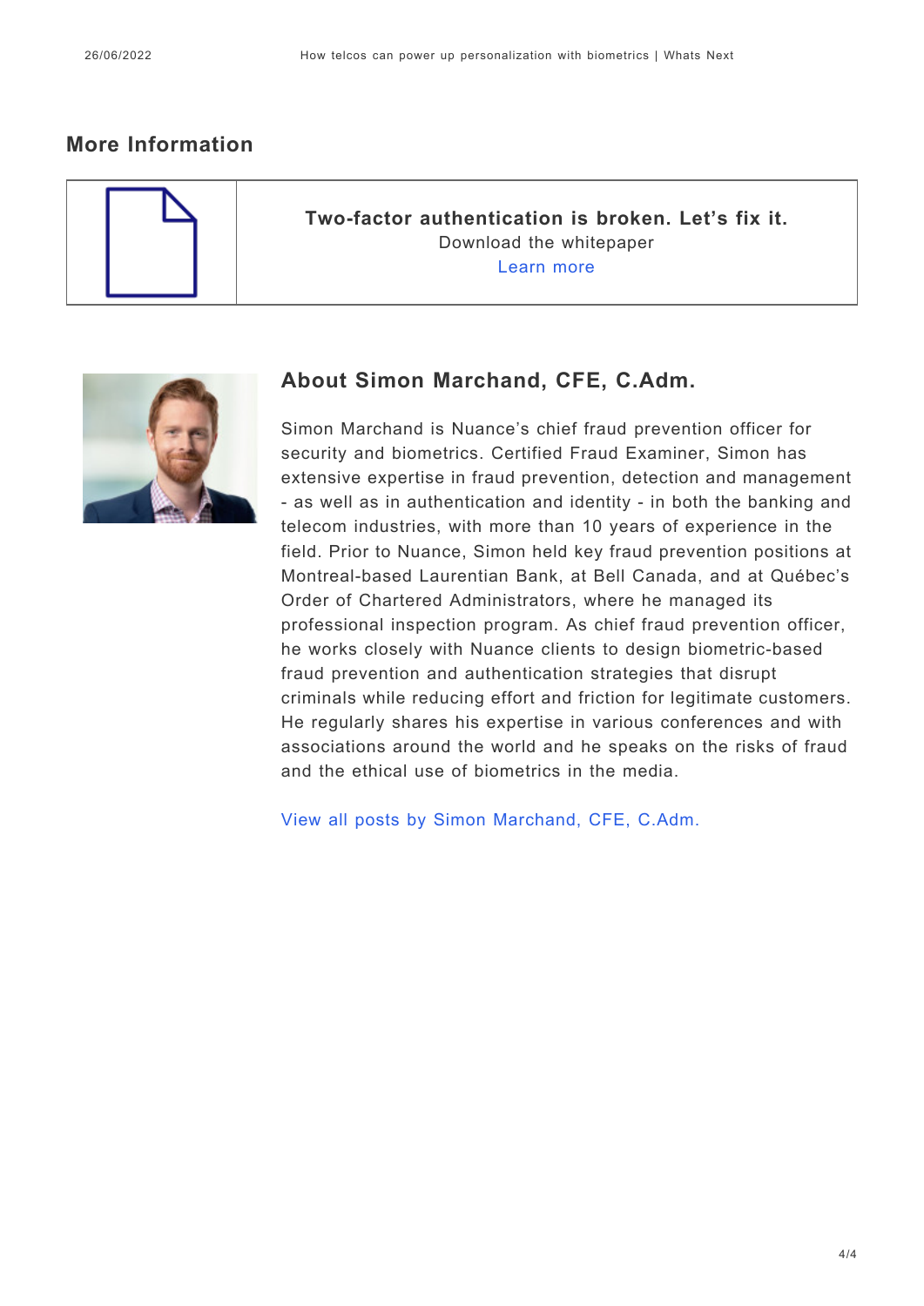## More Information

**Two-factor authentication is broken. Let's fix it.**
Download the whitepaper
Learn more

## About Simon Marchand, CFE, C.Adm.

Simon Marchand is Nuance's chief fraud prevention officer for security and biometrics. Certified Fraud Examiner, Simon has extensive expertise in fraud prevention, detection and management - as well as in authentication and identity - in both the banking and telecom industries, with more than 10 years of experience in the field. Prior to Nuance, Simon held key fraud prevention positions at Montreal-based Laurentian Bank, at Bell Canada, and at Québec's Order of Chartered Administrators, where he managed its professional inspection program. As chief fraud prevention officer, he works closely with Nuance clients to design biometric-based fraud prevention and authentication strategies that disrupt criminals while reducing effort and friction for legitimate customers. He regularly shares his expertise in various conferences and with associations around the world and he speaks on the risks of fraud and the ethical use of biometrics in the media.

View all posts by Simon Marchand, CFE, C.Adm.